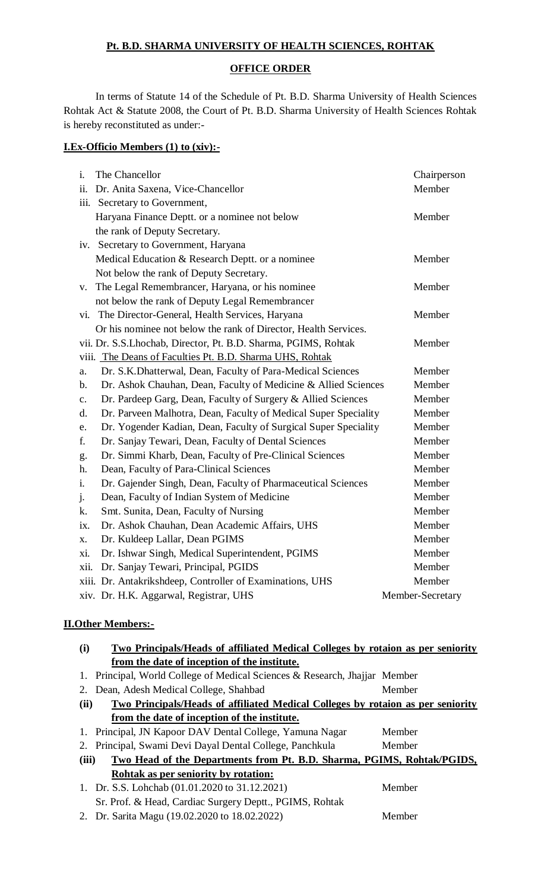**Pt. B.D. SHARMA UNIVERSITY OF HEALTH SCIENCES, ROHTAK**

**OFFICE ORDER**

In terms of Statute 14 of the Schedule of Pt. B.D. Sharma University of Health Sciences Rohtak Act & Statute 2008, the Court of Pt. B.D. Sharma University of Health Sciences Rohtak is hereby reconstituted as under:-

**I.Ex-Officio Members (1) to (xiv):-**

| | | |
|---|---|---|
| i. | The Chancellor | Chairperson |
| ii. | Dr. Anita Saxena, Vice-Chancellor | Member |
| iii. | Secretary to Government, Haryana Finance Deptt. or a nominee not below the rank of Deputy Secretary. | Member |
| iv. | Secretary to Government, Haryana Medical Education & Research Deptt. or a nominee Not below the rank of Deputy Secretary. | Member |
| v. | The Legal Remembrancer, Haryana, or his nominee not below the rank of Deputy Legal Remembrancer | Member |
| vi. | The Director-General, Health Services, Haryana Or his nominee not below the rank of Director, Health Services. | |
| vii. | Dr. S.S.Lhochab, Director, Pt. B.D. Sharma, PGIMS, Rohtak | Member |
| viii. | The Deans of Faculties Pt. B.D. Sharma UHS, Rohtak | |
| a. | Dr. S.K.Dhatterwal, Dean, Faculty of Para-Medical Sciences | Member |
| b. | Dr. Ashok Chauhan, Dean, Faculty of Medicine & Allied Sciences | Member |
| c. | Dr. Pardeep Garg, Dean, Faculty of Surgery & Allied Sciences | Member |
| d. | Dr. Parveen Malhotra, Dean, Faculty of Medical Super Speciality | Member |
| e. | Dr. Yogender Kadian, Dean, Faculty of Surgical Super Speciality | Member |
| f. | Dr. Sanjay Tewari, Dean, Faculty of Dental Sciences | Member |
| g. | Dr. Simmi Kharb, Dean, Faculty of Pre-Clinical Sciences | Member |
| h. | Dean, Faculty of Para-Clinical Sciences | Member |
| i. | Dr. Gajender Singh, Dean, Faculty of Pharmaceutical Sciences | Member |
| j. | Dean, Faculty of Indian System of Medicine | Member |
| k. | Smt. Sunita, Dean, Faculty of Nursing | Member |
| ix. | Dr. Ashok Chauhan, Dean Academic Affairs, UHS | Member |
| x. | Dr. Kuldeep Lallar, Dean PGIMS | Member |
| xi. | Dr. Ishwar Singh, Medical Superintendent, PGIMS | Member |
| xii. | Dr. Sanjay Tewari, Principal, PGIDS | Member |
| xiii. | Dr. Antakrikshdeep, Controller of Examinations, UHS | Member |
| xiv. | Dr. H.K. Aggarwal, Registrar, UHS | Member-Secretary |

**II.Other Members:-**

**(i) Two Principals/Heads of affiliated Medical Colleges by rotaion as per seniority from the date of inception of the institute.**

1. Principal, World College of Medical Sciences & Research, Jhajjar — Member
2. Dean, Adesh Medical College, Shahbad — Member

**(ii) Two Principals/Heads of affiliated Medical Colleges by rotaion as per seniority from the date of inception of the institute.**

1. Principal, JN Kapoor DAV Dental College, Yamuna Nagar — Member
2. Principal, Swami Devi Dayal Dental College, Panchkula — Member

**(iii) Two Head of the Departments from Pt. B.D. Sharma, PGIMS, Rohtak/PGIDS, Rohtak as per seniority by rotation:**

1. Dr. S.S. Lohchab (01.01.2020 to 31.12.2021) — Member
   Sr. Prof. & Head, Cardiac Surgery Deptt., PGIMS, Rohtak
2. Dr. Sarita Magu (19.02.2020 to 18.02.2022) — Member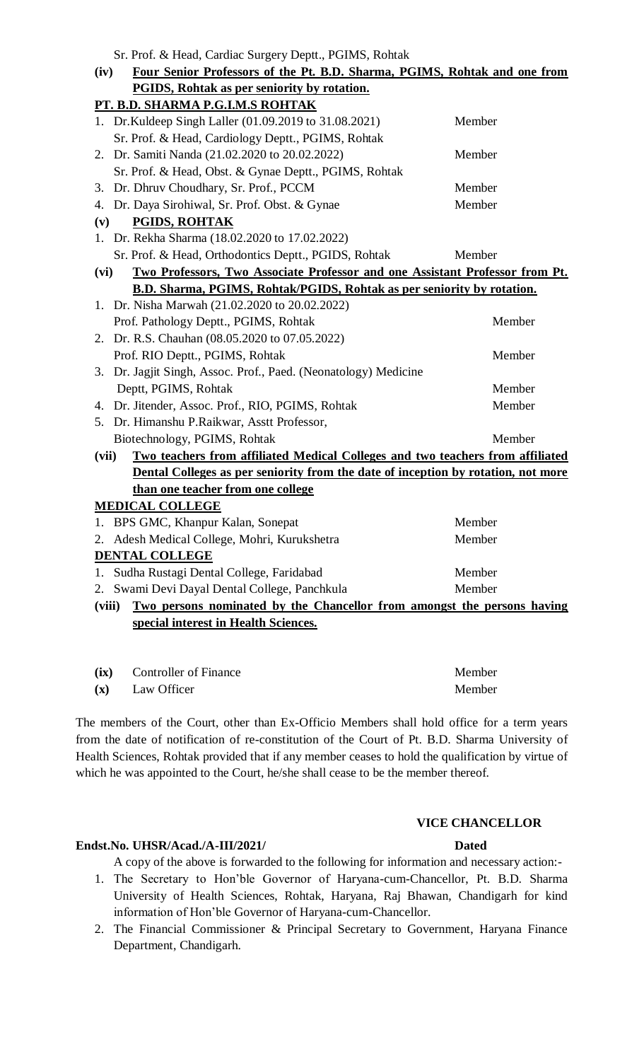Sr. Prof. & Head, Cardiac Surgery Deptt., PGIMS, Rohtak

**(iv) <u>Four Senior Professors of the Pt. B.D. Sharma, PGIMS, Rohtak and one from PGIDS, Rohtak as per seniority by rotation.</u>**

**<u>PT. B.D. SHARMA P.G.I.M.S ROHTAK</u>**

1. Dr.Kuldeep Singh Laller (01.09.2019 to 31.08.2021) — Member
   Sr. Prof. & Head, Cardiology Deptt., PGIMS, Rohtak
2. Dr. Samiti Nanda (21.02.2020 to 20.02.2022) — Member
   Sr. Prof. & Head, Obst. & Gynae Deptt., PGIMS, Rohtak
3. Dr. Dhruv Choudhary, Sr. Prof., PCCM — Member
4. Dr. Daya Sirohiwal, Sr. Prof. Obst. & Gynae — Member

**(v) <u>PGIDS, ROHTAK</u>**

1. Dr. Rekha Sharma (18.02.2020 to 17.02.2022)
   Sr. Prof. & Head, Orthodontics Deptt., PGIDS, Rohtak — Member

**(vi) <u>Two Professors, Two Associate Professor and one Assistant Professor from Pt. B.D. Sharma, PGIMS, Rohtak/PGIDS, Rohtak as per seniority by rotation.</u>**

1. Dr. Nisha Marwah (21.02.2020 to 20.02.2022)
   Prof. Pathology Deptt., PGIMS, Rohtak — Member
2. Dr. R.S. Chauhan (08.05.2020 to 07.05.2022)
   Prof. RIO Deptt., PGIMS, Rohtak — Member
3. Dr. Jagjit Singh, Assoc. Prof., Paed. (Neonatology) Medicine Deptt, PGIMS, Rohtak — Member
4. Dr. Jitender, Assoc. Prof., RIO, PGIMS, Rohtak — Member
5. Dr. Himanshu P.Raikwar, Asstt Professor,
   Biotechnology, PGIMS, Rohtak — Member

**(vii) <u>Two teachers from affiliated Medical Colleges and two teachers from affiliated Dental Colleges as per seniority from the date of inception by rotation, not more than one teacher from one college</u>**

**<u>MEDICAL COLLEGE</u>**

1. BPS GMC, Khanpur Kalan, Sonepat — Member
2. Adesh Medical College, Mohri, Kurukshetra — Member

**<u>DENTAL COLLEGE</u>**

1. Sudha Rustagi Dental College, Faridabad — Member
2. Swami Devi Dayal Dental College, Panchkula — Member

**(viii) <u>Two persons nominated by the Chancellor from amongst the persons having special interest in Health Sciences.</u>**

**(ix)** Controller of Finance — Member

**(x)** Law Officer — Member

The members of the Court, other than Ex-Officio Members shall hold office for a term years from the date of notification of re-constitution of the Court of Pt. B.D. Sharma University of Health Sciences, Rohtak provided that if any member ceases to hold the qualification by virtue of which he was appointed to the Court, he/she shall cease to be the member thereof.

**VICE CHANCELLOR**

**Endst.No. UHSR/Acad./A-III/2021/** **Dated**

A copy of the above is forwarded to the following for information and necessary action:-

1. The Secretary to Hon'ble Governor of Haryana-cum-Chancellor, Pt. B.D. Sharma University of Health Sciences, Rohtak, Haryana, Raj Bhawan, Chandigarh for kind information of Hon'ble Governor of Haryana-cum-Chancellor.
2. The Financial Commissioner & Principal Secretary to Government, Haryana Finance Department, Chandigarh.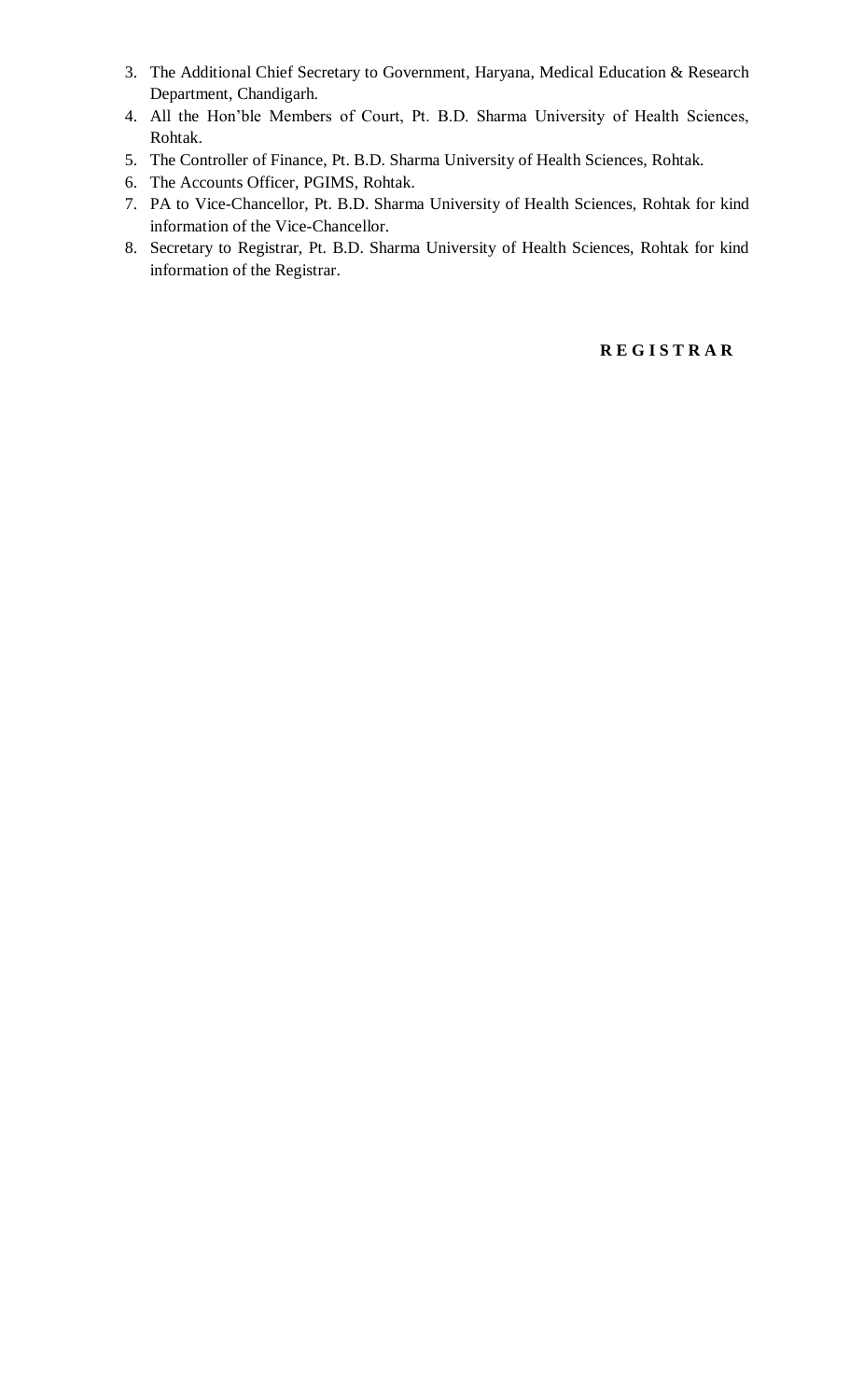3. The Additional Chief Secretary to Government, Haryana, Medical Education & Research Department, Chandigarh.
4. All the Hon'ble Members of Court, Pt. B.D. Sharma University of Health Sciences, Rohtak.
5. The Controller of Finance, Pt. B.D. Sharma University of Health Sciences, Rohtak.
6. The Accounts Officer, PGIMS, Rohtak.
7. PA to Vice-Chancellor, Pt. B.D. Sharma University of Health Sciences, Rohtak for kind information of the Vice-Chancellor.
8. Secretary to Registrar, Pt. B.D. Sharma University of Health Sciences, Rohtak for kind information of the Registrar.

**R E G I S T R A R**